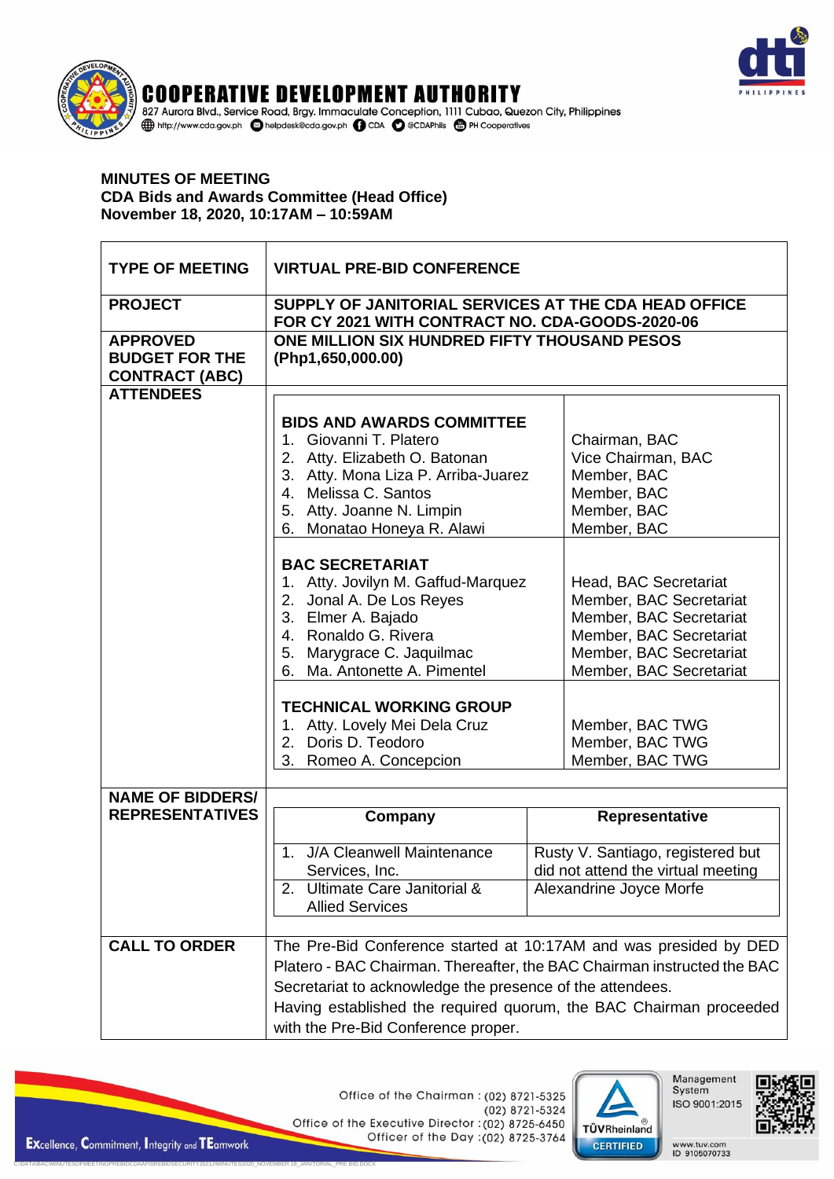**COOPERATIVE DEVELOPMENT AUTHORITY**
827 Aurora Blvd., Service Road, Brgy. Immaculate Conception, 1111 Cubao, Quezon City, Philippines
http://www.cda.gov.ph helpdesk@cda.gov.ph CDA @CDAPhils PH Cooperatives

**MINUTES OF MEETING**
**CDA Bids and Awards Committee (Head Office)**
**November 18, 2020, 10:17AM – 10:59AM**

| | |
|---|---|
| **TYPE OF MEETING** | **VIRTUAL PRE-BID CONFERENCE** |
| **PROJECT** | **SUPPLY OF JANITORIAL SERVICES AT THE CDA HEAD OFFICE FOR CY 2021 WITH CONTRACT NO. CDA-GOODS-2020-06** |
| **APPROVED BUDGET FOR THE CONTRACT (ABC)** | **ONE MILLION SIX HUNDRED FIFTY THOUSAND PESOS (Php1,650,000.00)** |
| **ATTENDEES** | |

| | |
|---|---|
| **BIDS AND AWARDS COMMITTEE** | |
| 1. Giovanni T. Platero | Chairman, BAC |
| 2. Atty. Elizabeth O. Batonan | Vice Chairman, BAC |
| 3. Atty. Mona Liza P. Arriba-Juarez | Member, BAC |
| 4. Melissa C. Santos | Member, BAC |
| 5. Atty. Joanne N. Limpin | Member, BAC |
| 6. Monatao Honeya R. Alawi | Member, BAC |
| **BAC SECRETARIAT** | |
| 1. Atty. Jovilyn M. Gaffud-Marquez | Head, BAC Secretariat |
| 2. Jonal A. De Los Reyes | Member, BAC Secretariat |
| 3. Elmer A. Bajado | Member, BAC Secretariat |
| 4. Ronaldo G. Rivera | Member, BAC Secretariat |
| 5. Marygrace C. Jaquilmac | Member, BAC Secretariat |
| 6. Ma. Antonette A. Pimentel | Member, BAC Secretariat |
| **TECHNICAL WORKING GROUP** | |
| 1. Atty. Lovely Mei Dela Cruz | Member, BAC TWG |
| 2. Doris D. Teodoro | Member, BAC TWG |
| 3. Romeo A. Concepcion | Member, BAC TWG |

**NAME OF BIDDERS/ REPRESENTATIVES**

| Company | Representative |
|---|---|
| 1. J/A Cleanwell Maintenance Services, Inc. | Rusty V. Santiago, registered but did not attend the virtual meeting |
| 2. Ultimate Care Janitorial & Allied Services | Alexandrine Joyce Morfe |

**CALL TO ORDER**

The Pre-Bid Conference started at 10:17AM and was presided by DED Platero - BAC Chairman. Thereafter, the BAC Chairman instructed the BAC Secretariat to acknowledge the presence of the attendees.

Having established the required quorum, the BAC Chairman proceeded with the Pre-Bid Conference proper.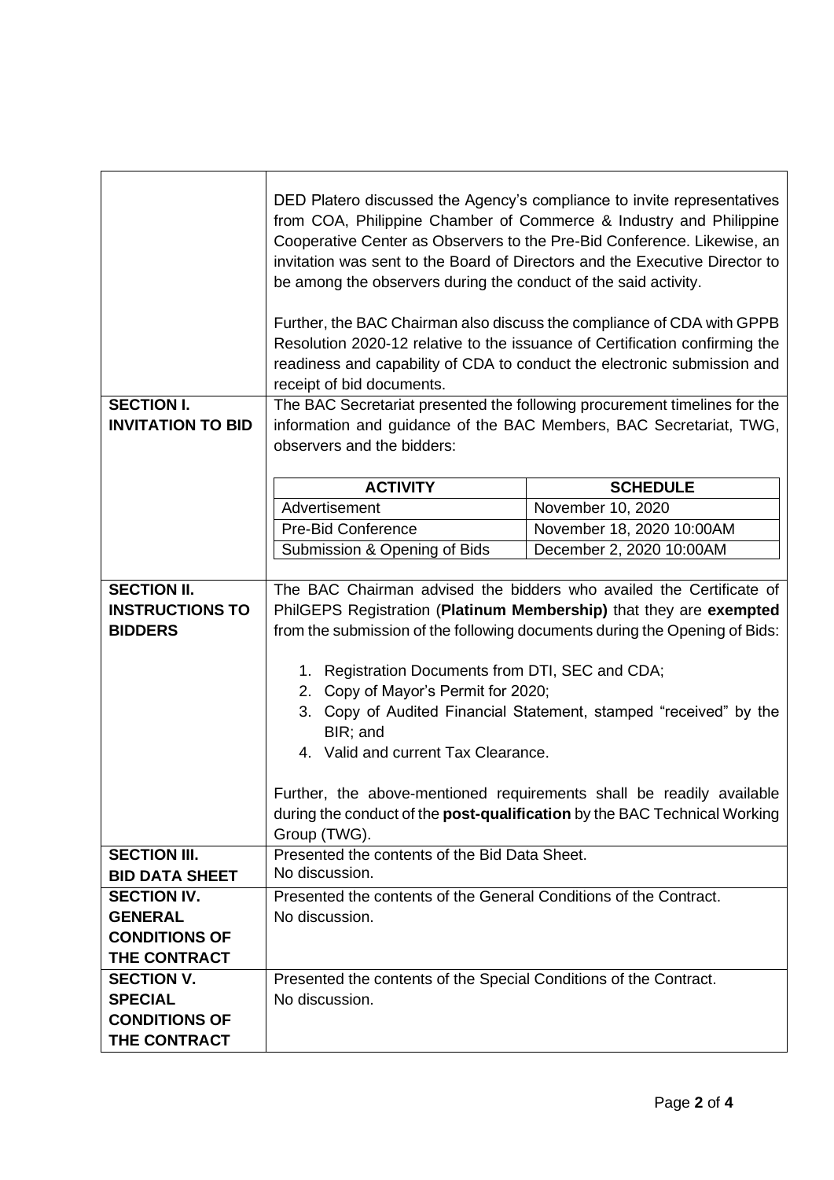| | |
|---|---|
| | DED Platero discussed the Agency's compliance to invite representatives from COA, Philippine Chamber of Commerce & Industry and Philippine Cooperative Center as Observers to the Pre-Bid Conference. Likewise, an invitation was sent to the Board of Directors and the Executive Director to be among the observers during the conduct of the said activity.<br><br>Further, the BAC Chairman also discuss the compliance of CDA with GPPB Resolution 2020-12 relative to the issuance of Certification confirming the readiness and capability of CDA to conduct the electronic submission and receipt of bid documents. |
| **SECTION I. INVITATION TO BID** | The BAC Secretariat presented the following procurement timelines for the information and guidance of the BAC Members, BAC Secretariat, TWG, observers and the bidders:<br><br>**ACTIVITY** — **SCHEDULE**<br>Advertisement — November 10, 2020<br>Pre-Bid Conference — November 18, 2020 10:00AM<br>Submission & Opening of Bids — December 2, 2020 10:00AM |
| **SECTION II. INSTRUCTIONS TO BIDDERS** | The BAC Chairman advised the bidders who availed the Certificate of PhilGEPS Registration (**Platinum Membership)** that they are **exempted** from the submission of the following documents during the Opening of Bids:<br><br>1. Registration Documents from DTI, SEC and CDA;<br>2. Copy of Mayor's Permit for 2020;<br>3. Copy of Audited Financial Statement, stamped "received" by the BIR; and<br>4. Valid and current Tax Clearance.<br><br>Further, the above-mentioned requirements shall be readily available during the conduct of the **post-qualification** by the BAC Technical Working Group (TWG). |
| **SECTION III. BID DATA SHEET** | Presented the contents of the Bid Data Sheet.<br>No discussion. |
| **SECTION IV. GENERAL CONDITIONS OF THE CONTRACT** | Presented the contents of the General Conditions of the Contract.<br>No discussion. |
| **SECTION V. SPECIAL CONDITIONS OF THE CONTRACT** | Presented the contents of the Special Conditions of the Contract.<br>No discussion. |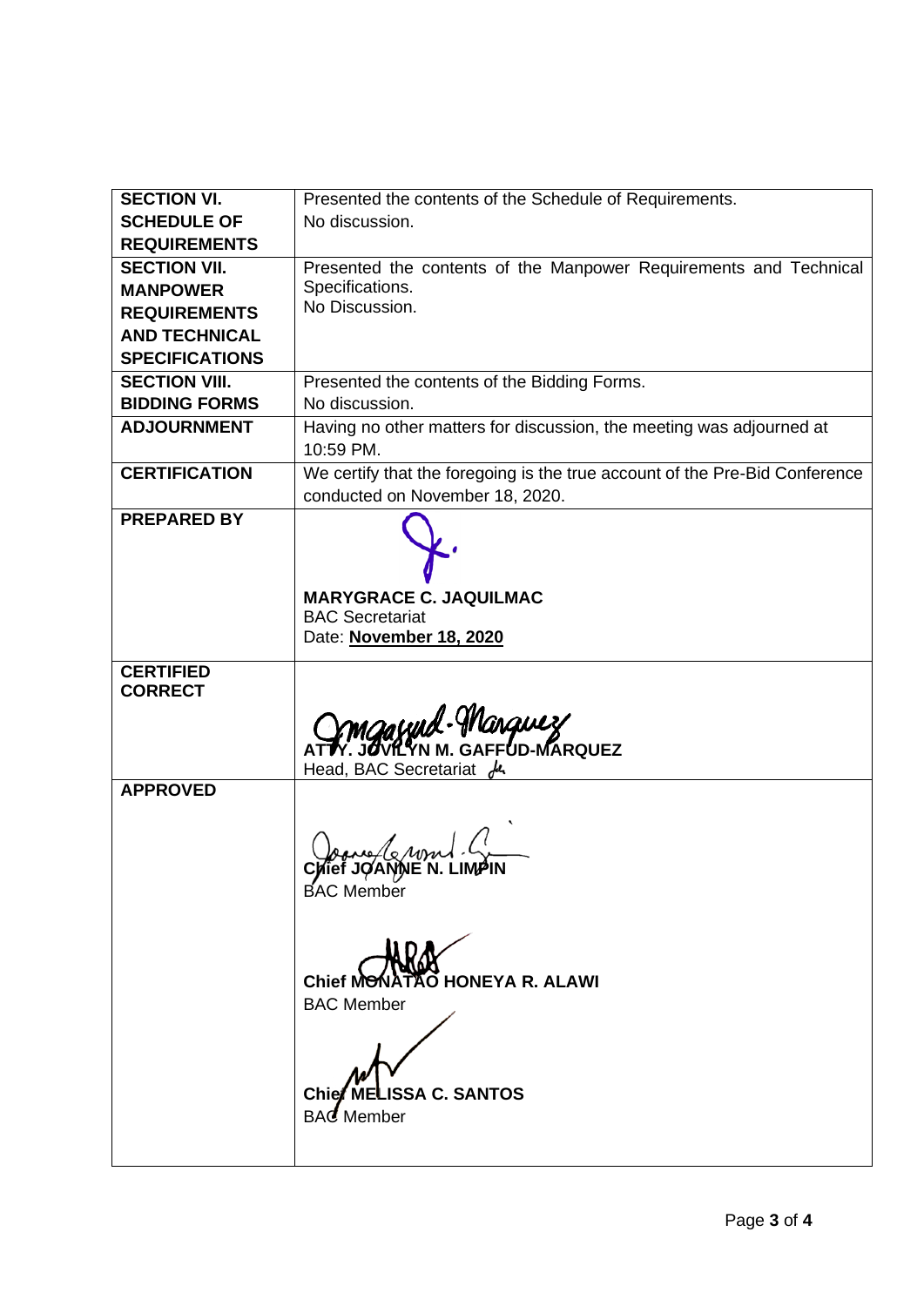| | |
|---|---|
| **SECTION VI. SCHEDULE OF REQUIREMENTS** | Presented the contents of the Schedule of Requirements.<br>No discussion. |
| **SECTION VII. MANPOWER REQUIREMENTS AND TECHNICAL SPECIFICATIONS** | Presented the contents of the Manpower Requirements and Technical Specifications.<br>No Discussion. |
| **SECTION VIII. BIDDING FORMS** | Presented the contents of the Bidding Forms.<br>No discussion. |
| **ADJOURNMENT** | Having no other matters for discussion, the meeting was adjourned at 10:59 PM. |
| **CERTIFICATION** | We certify that the foregoing is the true account of the Pre-Bid Conference conducted on November 18, 2020. |
| **PREPARED BY** | **MARYGRACE C. JAQUILMAC**<br>BAC Secretariat<br>Date: **November 18, 2020** |
| **CERTIFIED CORRECT** | **ATTY. JOVILYN M. GAFFUD-MARQUEZ**<br>Head, BAC Secretariat |
| **APPROVED** | **Chief JOANNE N. LIMPIN**<br>BAC Member<br><br>**Chief MONATAO HONEYA R. ALAWI**<br>BAC Member<br><br>**Chief MELISSA C. SANTOS**<br>BAC Member |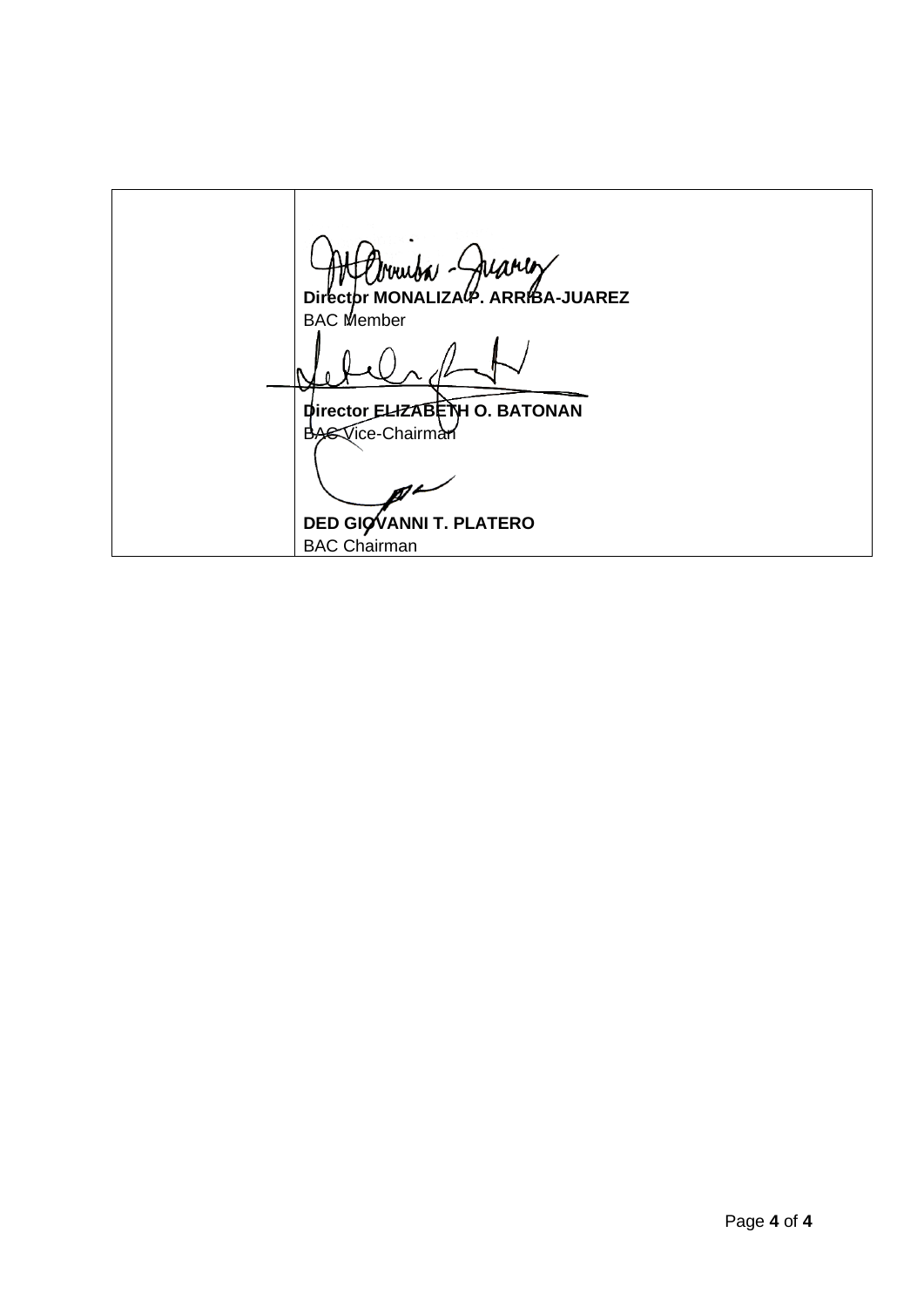| | |
|---|---|
| | **Director MONALIZA P. ARRIBA-JUAREZ**<br>BAC Member<br><br>**Director ELIZABETH O. BATONAN**<br>BAC Vice-Chairman<br><br>**DED GIOVANNI T. PLATERO**<br>BAC Chairman |